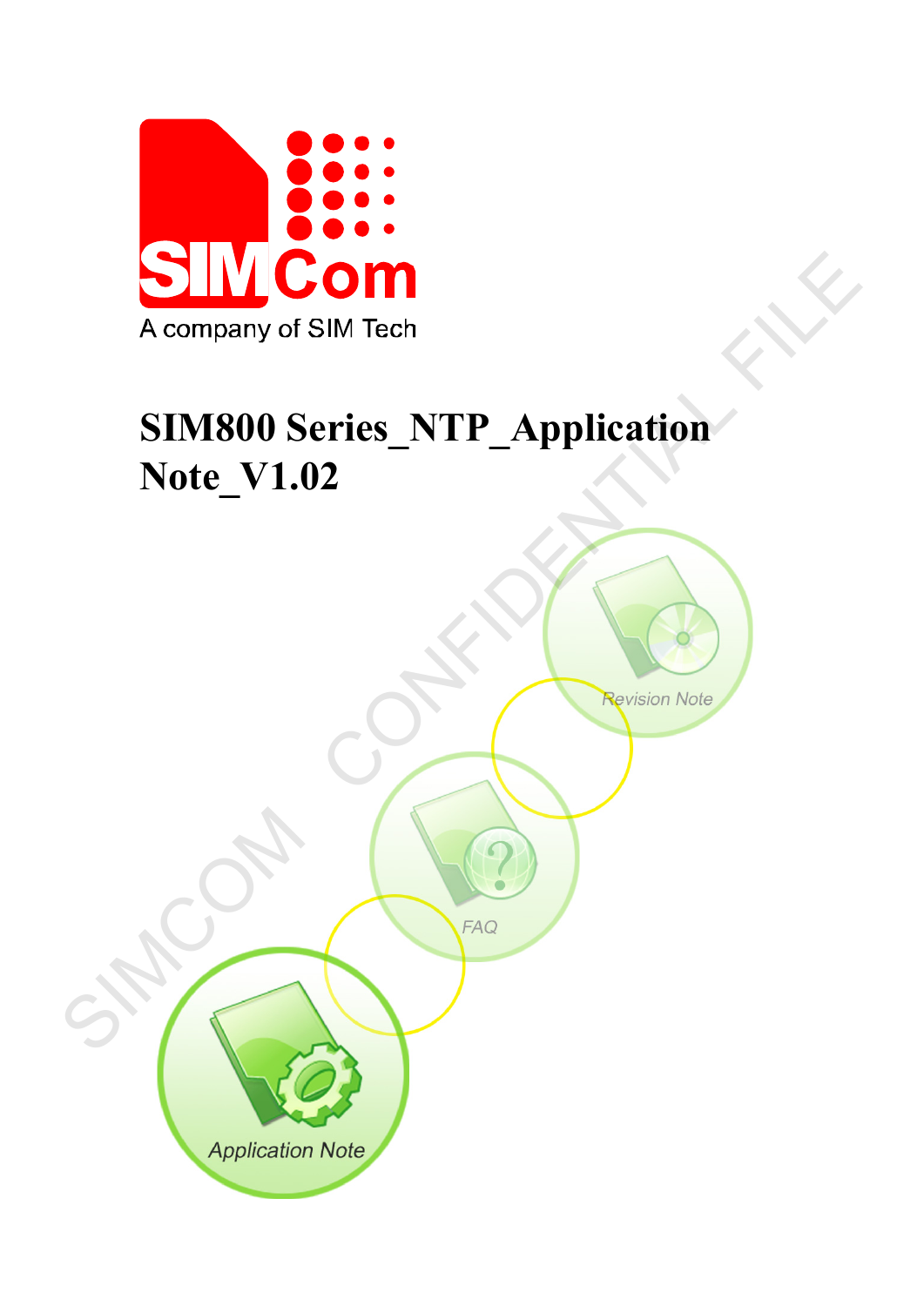# SIM800 Series_NTP_Application Note_V1.02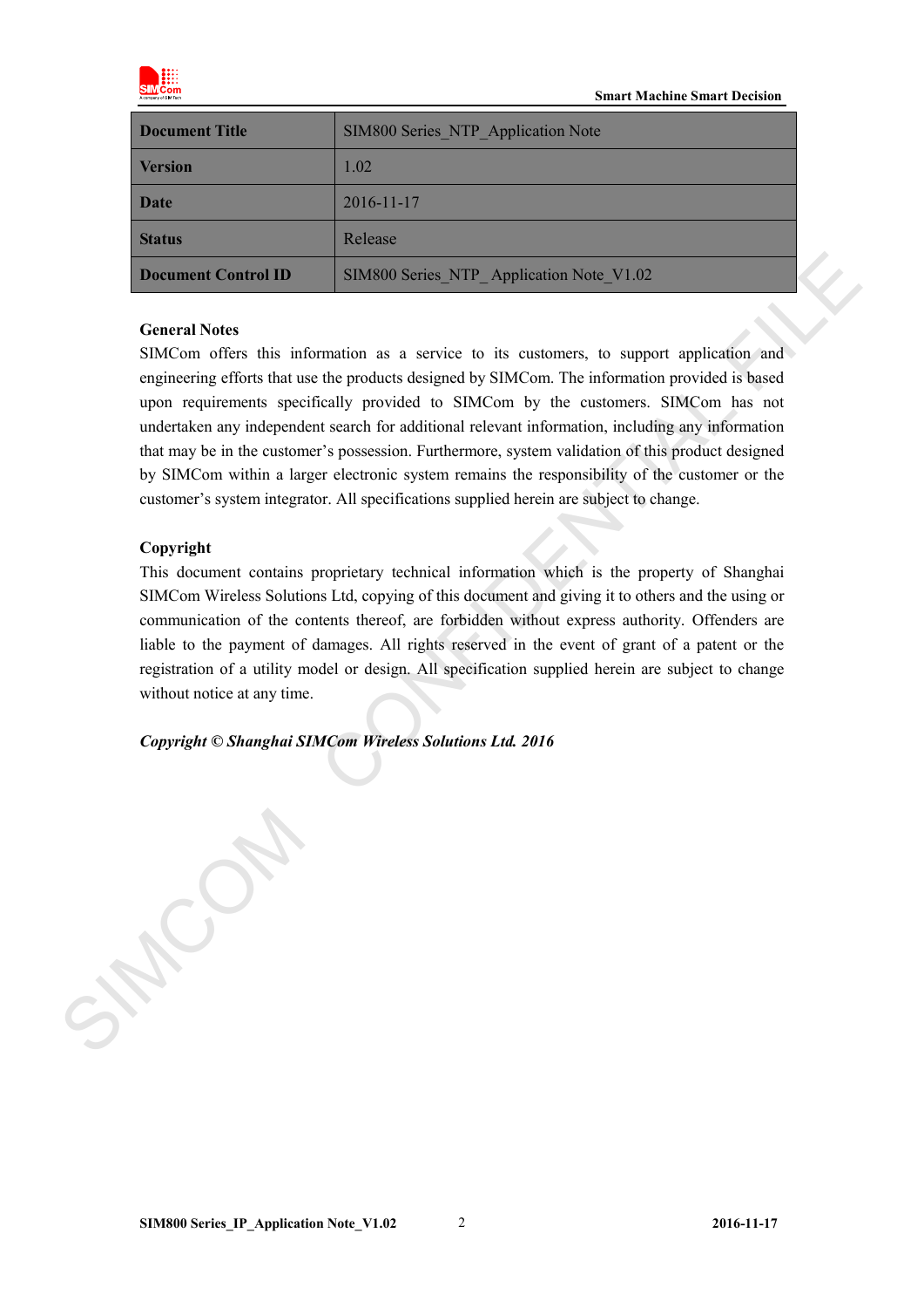| Document Title | SIM800 Series_NTP_Application Note |
|---|---|
| Version | 1.02 |
| Date | 2016-11-17 |
| Status | Release |
| Document Control ID | SIM800 Series_NTP_ Application Note_V1.02 |

**General Notes**

SIMCom offers this information as a service to its customers, to support application and engineering efforts that use the products designed by SIMCom. The information provided is based upon requirements specifically provided to SIMCom by the customers. SIMCom has not undertaken any independent search for additional relevant information, including any information that may be in the customer's possession. Furthermore, system validation of this product designed by SIMCom within a larger electronic system remains the responsibility of the customer or the customer's system integrator. All specifications supplied herein are subject to change.

**Copyright**

This document contains proprietary technical information which is the property of Shanghai SIMCom Wireless Solutions Ltd, copying of this document and giving it to others and the using or communication of the contents thereof, are forbidden without express authority. Offenders are liable to the payment of damages. All rights reserved in the event of grant of a patent or the registration of a utility model or design. All specification supplied herein are subject to change without notice at any time.

***Copyright © Shanghai SIMCom Wireless Solutions Ltd. 2016***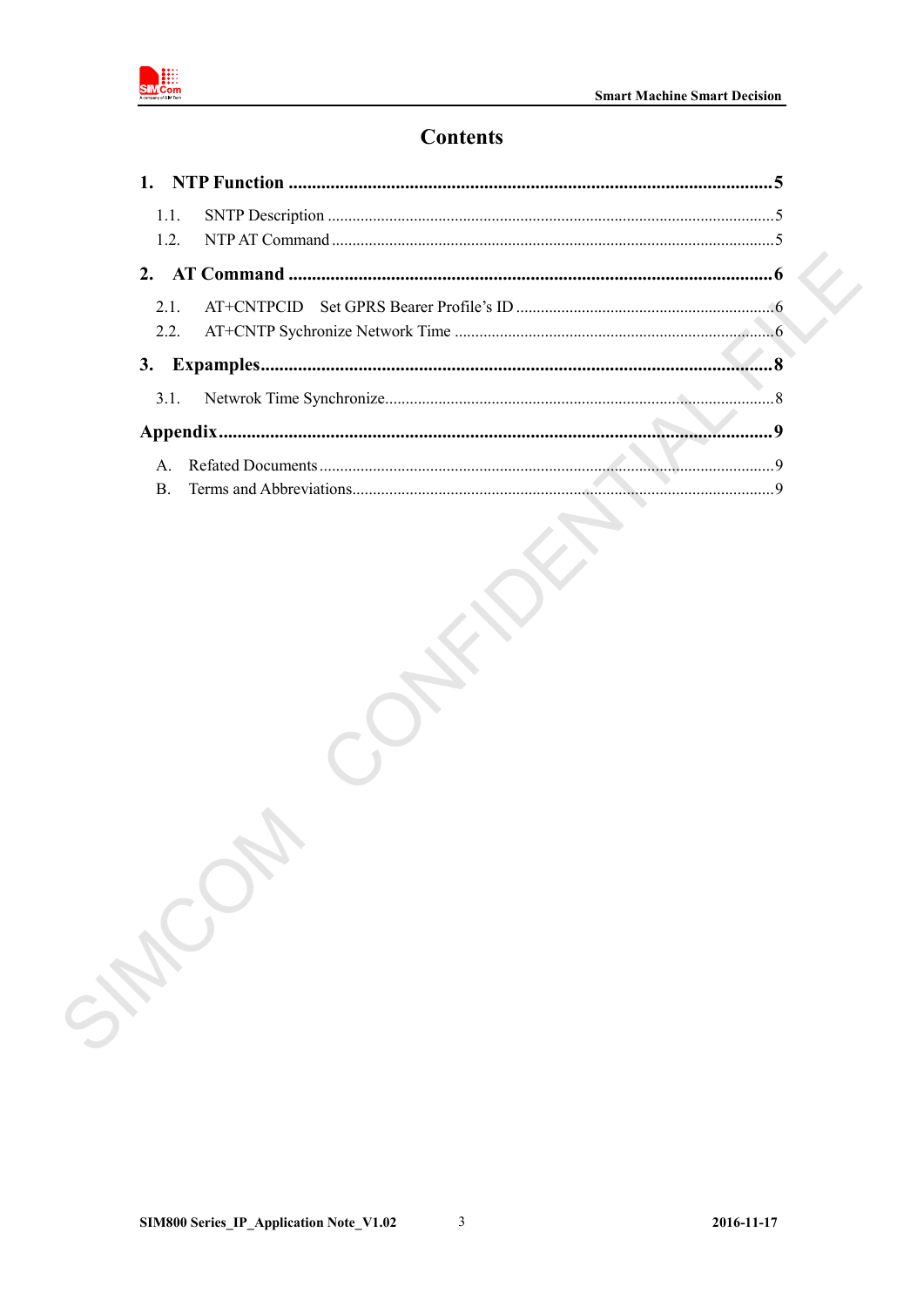# Contents

**1. NTP Function .......................................................................................................5**

1.1. SNTP Description ..........................................................................................................5
1.2. NTP AT Command .........................................................................................................5

**2. AT Command .......................................................................................................6**

2.1. AT+CNTPCID Set GPRS Bearer Profile's ID .............................................................6
2.2. AT+CNTP Sychronize Network Time ...........................................................................6

**3. Expamples............................................................................................................8**

3.1. Netwrok Time Synchronize............................................................................................8

**Appendix......................................................................................................................9**

A. Refated Documents ...........................................................................................................9
B. Terms and Abbreviations....................................................................................................9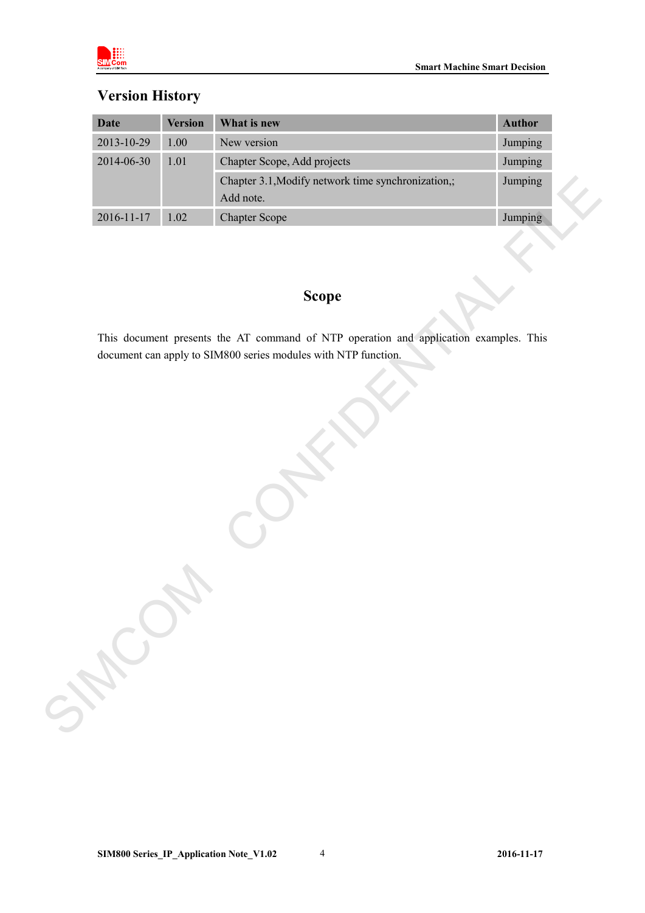## Version History

| Date | Version | What is new | Author |
|---|---|---|---|
| 2013-10-29 | 1.00 | New version | Jumping |
| 2014-06-30 | 1.01 | Chapter Scope, Add projects | Jumping |
| | | Chapter 3.1,Modify network time synchronization,; Add note. | Jumping |
| 2016-11-17 | 1.02 | Chapter Scope | Jumping |

## Scope

This document presents the AT command of NTP operation and application examples. This document can apply to SIM800 series modules with NTP function.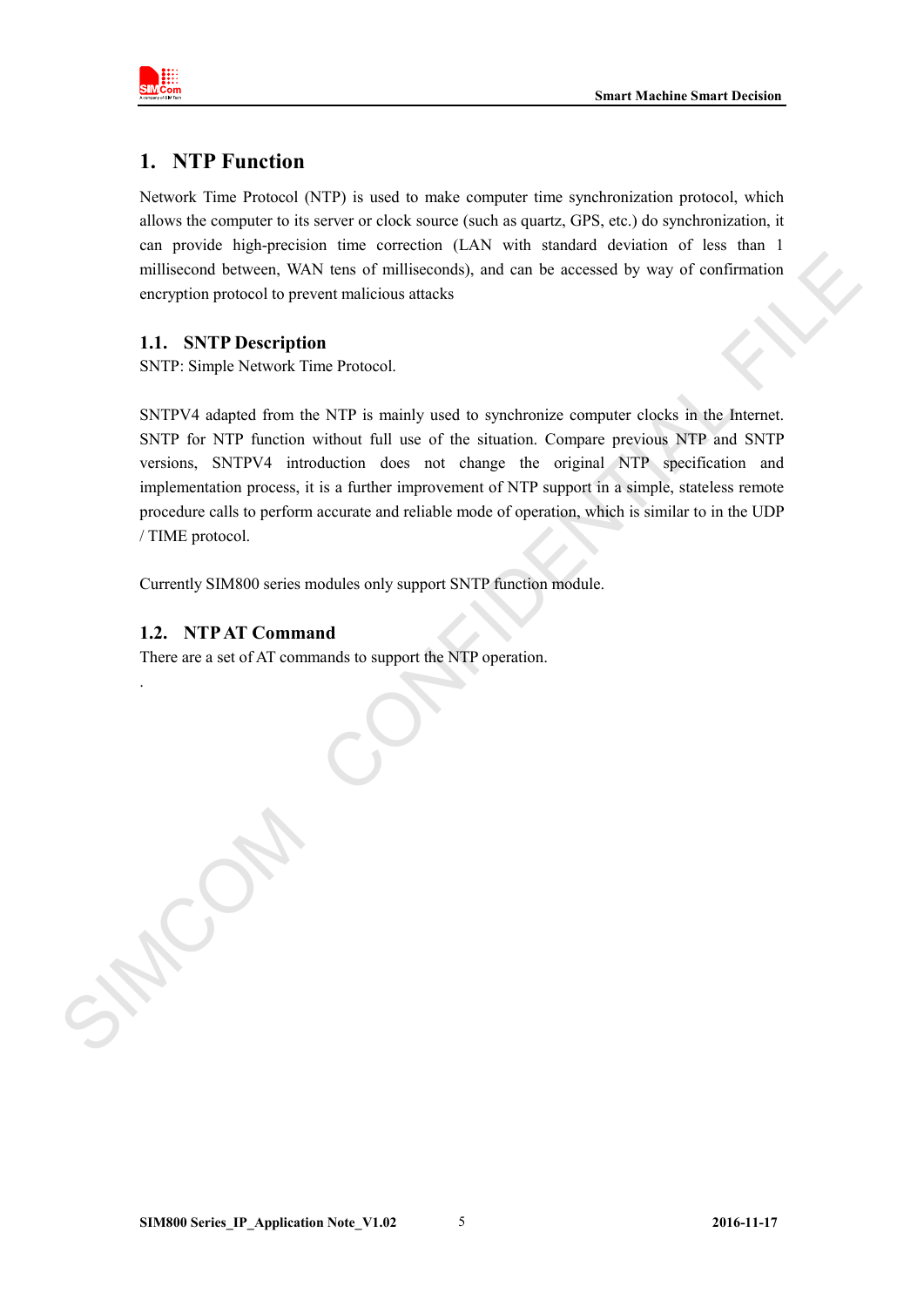# 1. NTP Function

Network Time Protocol (NTP) is used to make computer time synchronization protocol, which allows the computer to its server or clock source (such as quartz, GPS, etc.) do synchronization, it can provide high-precision time correction (LAN with standard deviation of less than 1 millisecond between, WAN tens of milliseconds), and can be accessed by way of confirmation encryption protocol to prevent malicious attacks

## 1.1. SNTP Description

SNTP: Simple Network Time Protocol.

SNTPV4 adapted from the NTP is mainly used to synchronize computer clocks in the Internet. SNTP for NTP function without full use of the situation. Compare previous NTP and SNTP versions, SNTPV4 introduction does not change the original NTP specification and implementation process, it is a further improvement of NTP support in a simple, stateless remote procedure calls to perform accurate and reliable mode of operation, which is similar to in the UDP / TIME protocol.

Currently SIM800 series modules only support SNTP function module.

## 1.2. NTP AT Command

There are a set of AT commands to support the NTP operation.

.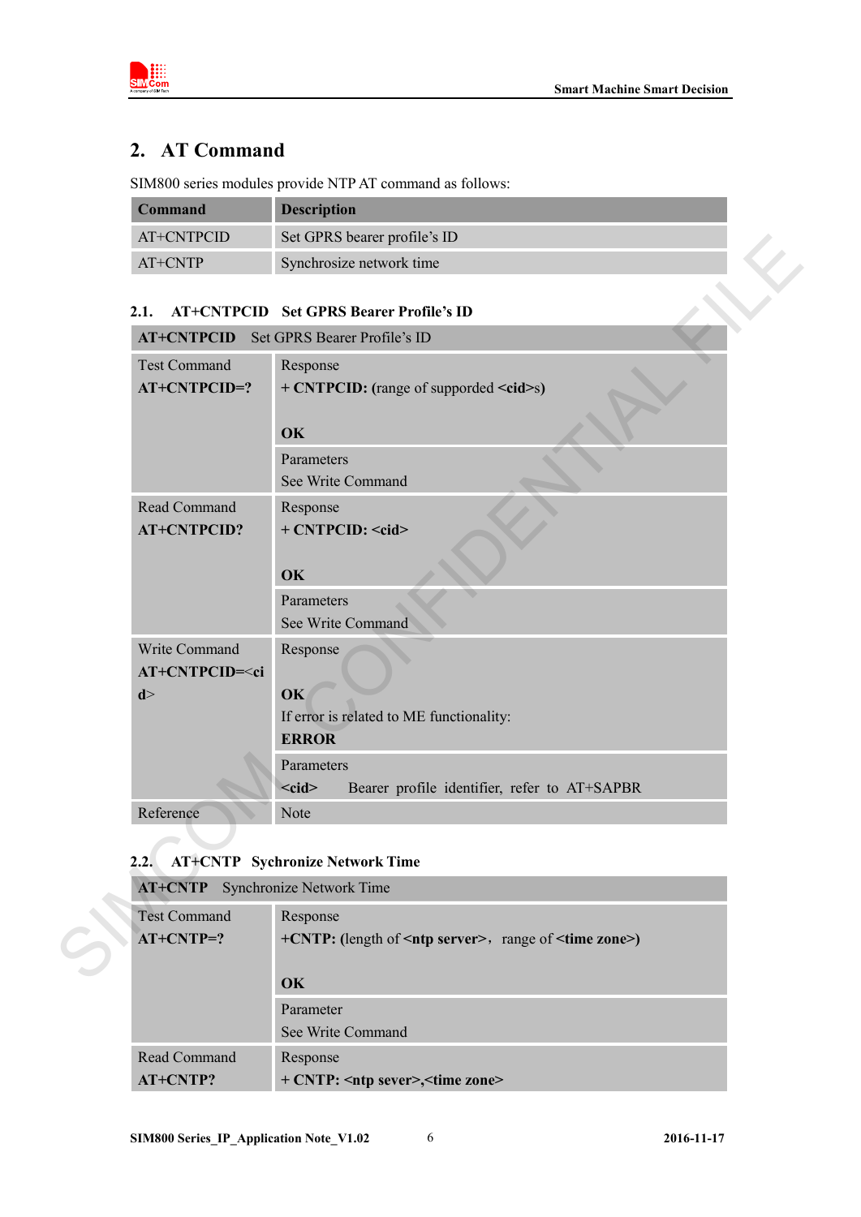## 2. AT Command

SIM800 series modules provide NTP AT command as follows:

| Command | Description |
|---|---|
| AT+CNTPCID | Set GPRS bearer profile's ID |
| AT+CNTP | Synchrosize network time |

### 2.1. AT+CNTPCID Set GPRS Bearer Profile's ID

| **AT+CNTPCID** Set GPRS Bearer Profile's ID | |
|---|---|
| Test Command<br>**AT+CNTPCID=?** | Response<br>**+ CNTPCID:** (range of supporded **<cid>**s)<br><br>**OK** |
| | Parameters<br>See Write Command |
| Read Command<br>**AT+CNTPCID?** | Response<br>**+ CNTPCID: <cid>**<br><br>**OK** |
| | Parameters<br>See Write Command |
| Write Command<br>**AT+CNTPCID=<cid>** | Response<br><br>**OK**<br>If error is related to ME functionality:<br>**ERROR** |
| | Parameters<br>**<cid>** Bearer profile identifier, refer to AT+SAPBR |
| Reference | Note |

### 2.2. AT+CNTP Sychronize Network Time

| **AT+CNTP** Synchronize Network Time | |
|---|---|
| Test Command<br>**AT+CNTP=?** | Response<br>**+CNTP:** (length of **<ntp server>**， range of **<time zone>**)<br><br>**OK** |
| | Parameter<br>See Write Command |
| Read Command<br>**AT+CNTP?** | Response<br>**+ CNTP: <ntp sever>,<time zone>** |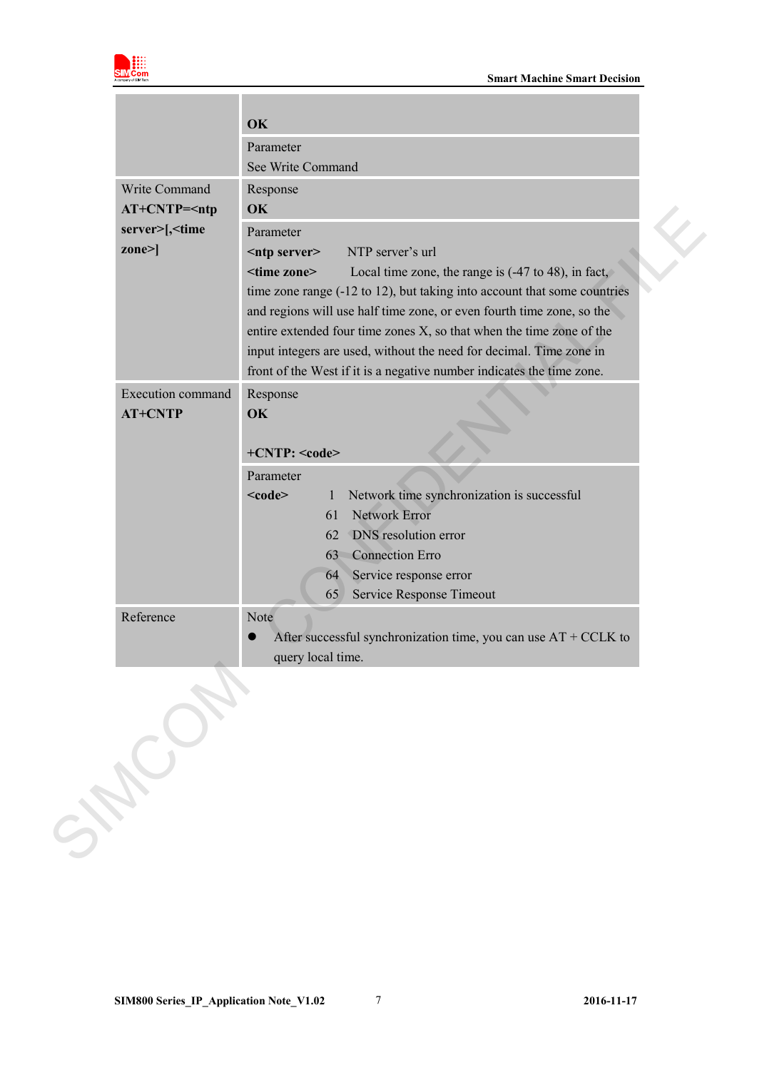| | |
|---|---|
| | **OK** |
| | Parameter<br>See Write Command |
| Write Command<br>**AT+CNTP=<ntp server>[,<time zone>]** | Response<br>**OK** |
| | Parameter<br>**<ntp server>** NTP server's url<br>**<time zone>** Local time zone, the range is (-47 to 48), in fact, time zone range (-12 to 12), but taking into account that some countries and regions will use half time zone, or even fourth time zone, so the entire extended four time zones X, so that when the time zone of the input integers are used, without the need for decimal. Time zone in front of the West if it is a negative number indicates the time zone. |
| Execution command<br>**AT+CNTP** | Response<br>**OK**<br><br>**+CNTP: <code>** |
| | Parameter<br>**<code>** 1 Network time synchronization is successful<br>61 Network Error<br>62 DNS resolution error<br>63 Connection Erro<br>64 Service response error<br>65 Service Response Timeout |
| Reference | Note<br>● After successful synchronization time, you can use AT + CCLK to query local time. |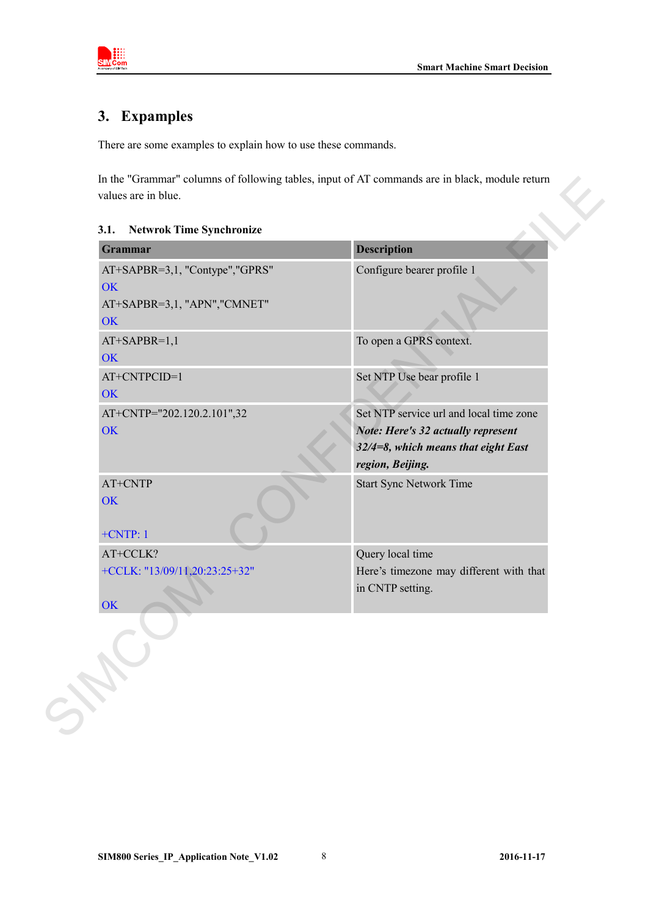# 3. Expamples

There are some examples to explain how to use these commands.

In the "Grammar" columns of following tables, input of AT commands are in black, module return values are in blue.

## 3.1. Netwrok Time Synchronize

| Grammar | Description |
|---|---|
| AT+SAPBR=3,1, "Contype","GPRS"<br>OK<br>AT+SAPBR=3,1, "APN","CMNET"<br>OK | Configure bearer profile 1 |
| AT+SAPBR=1,1<br>OK | To open a GPRS context. |
| AT+CNTPCID=1<br>OK | Set NTP Use bear profile 1 |
| AT+CNTP="202.120.2.101",32<br>OK | Set NTP service url and local time zone<br>***Note: Here's 32 actually represent 32/4=8, which means that eight East region, Beijing.*** |
| AT+CNTP<br>OK<br><br>+CNTP: 1 | Start Sync Network Time |
| AT+CCLK?<br>+CCLK: "13/09/11,20:23:25+32"<br><br>OK | Query local time<br>Here's timezone may different with that in CNTP setting. |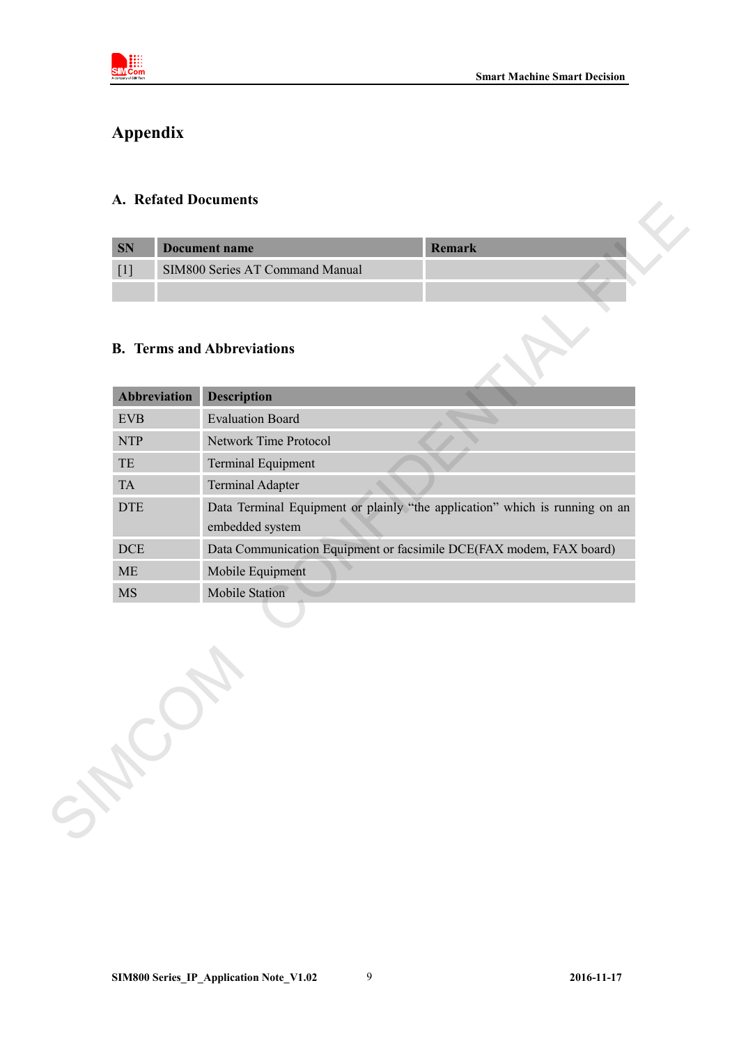# Appendix

## A. Refated Documents

| SN | Document name | Remark |
|---|---|---|
| [1] | SIM800 Series AT Command Manual | |
| | | |

## B. Terms and Abbreviations

| Abbreviation | Description |
|---|---|
| EVB | Evaluation Board |
| NTP | Network Time Protocol |
| TE | Terminal Equipment |
| TA | Terminal Adapter |
| DTE | Data Terminal Equipment or plainly “the application” which is running on an embedded system |
| DCE | Data Communication Equipment or facsimile DCE(FAX modem, FAX board) |
| ME | Mobile Equipment |
| MS | Mobile Station |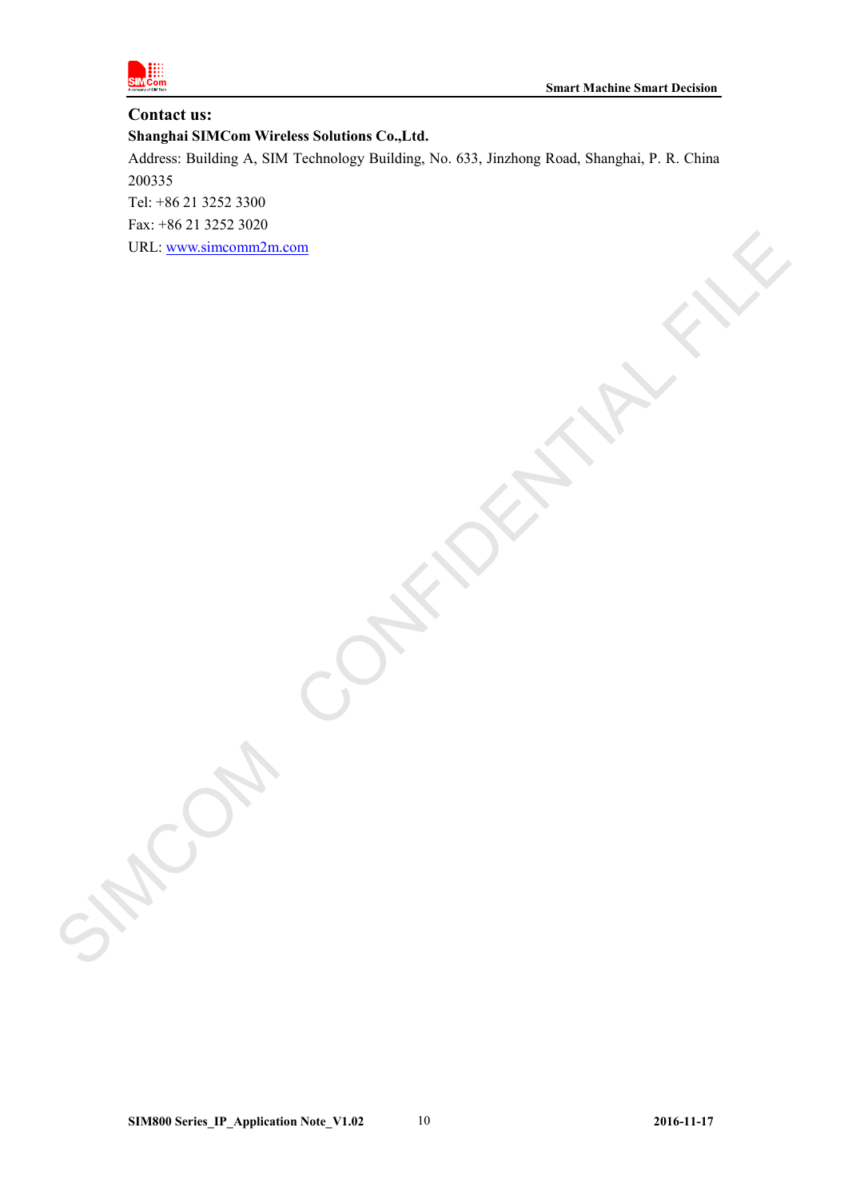## Contact us:

**Shanghai SIMCom Wireless Solutions Co.,Ltd.**

Address: Building A, SIM Technology Building, No. 633, Jinzhong Road, Shanghai, P. R. China 200335

Tel: +86 21 3252 3300

Fax: +86 21 3252 3020

URL: www.simcomm2m.com